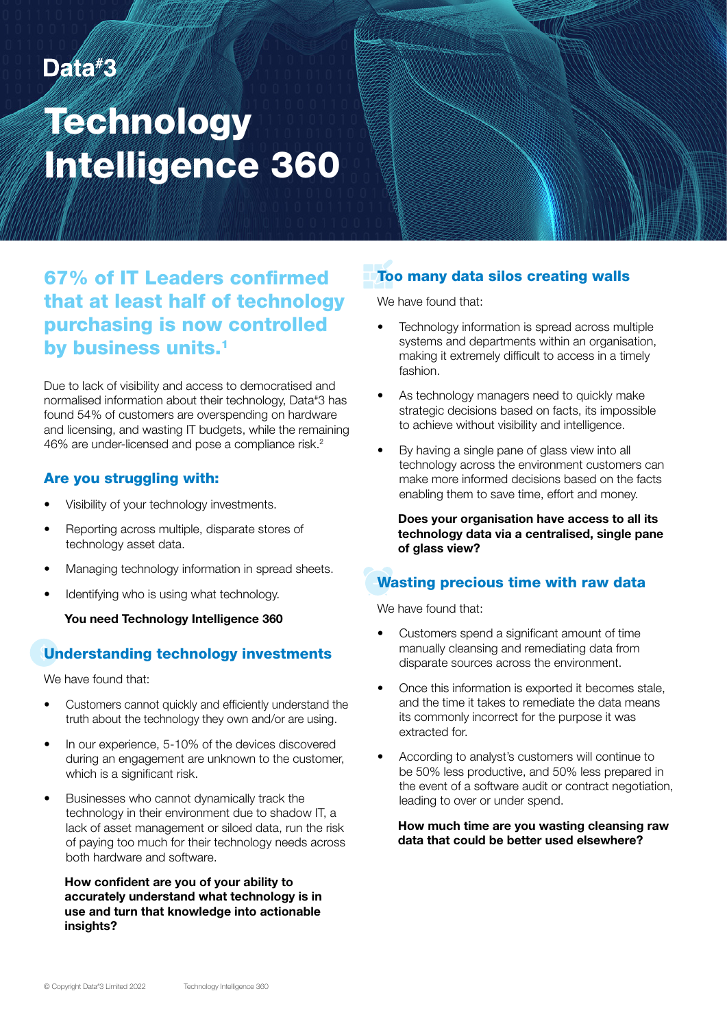Data#3

# Technology Intelligence 360

## 67% of IT Leaders confirmed that at least half of technology purchasing is now controlled by business units.[1]

Due to lack of visibility and access to democratised and normalised information about their technology, Data#3 has found 54% of customers are overspending on hardware and licensing, and wasting IT budgets, while the remaining 46% are under-licensed and pose a compliance risk.[2]

### Are you struggling with:

- Visibility of your technology investments.
- Reporting across multiple, disparate stores of technology asset data.
- Managing technology information in spread sheets.
- Identifying who is using what technology.

**You need Technology Intelligence 360**

### Understanding technology investments

We have found that:

- Customers cannot quickly and efficiently understand the truth about the technology they own and/or are using.
- In our experience, 5-10% of the devices discovered during an engagement are unknown to the customer, which is a significant risk.
- Businesses who cannot dynamically track the technology in their environment due to shadow IT, a lack of asset management or siloed data, run the risk of paying too much for their technology needs across both hardware and software.

**How confident are you of your ability to accurately understand what technology is in use and turn that knowledge into actionable insights?**

### Too many data silos creating walls

We have found that:

- Technology information is spread across multiple systems and departments within an organisation, making it extremely difficult to access in a timely fashion.
- As technology managers need to quickly make strategic decisions based on facts, its impossible to achieve without visibility and intelligence.
- By having a single pane of glass view into all technology across the environment customers can make more informed decisions based on the facts enabling them to save time, effort and money.

**Does your organisation have access to all its technology data via a centralised, single pane of glass view?**

### Wasting precious time with raw data

We have found that:

- Customers spend a significant amount of time manually cleansing and remediating data from disparate sources across the environment.
- Once this information is exported it becomes stale, and the time it takes to remediate the data means its commonly incorrect for the purpose it was extracted for.
- According to analyst's customers will continue to be 50% less productive, and 50% less prepared in the event of a software audit or contract negotiation, leading to over or under spend.

**How much time are you wasting cleansing raw data that could be better used elsewhere?**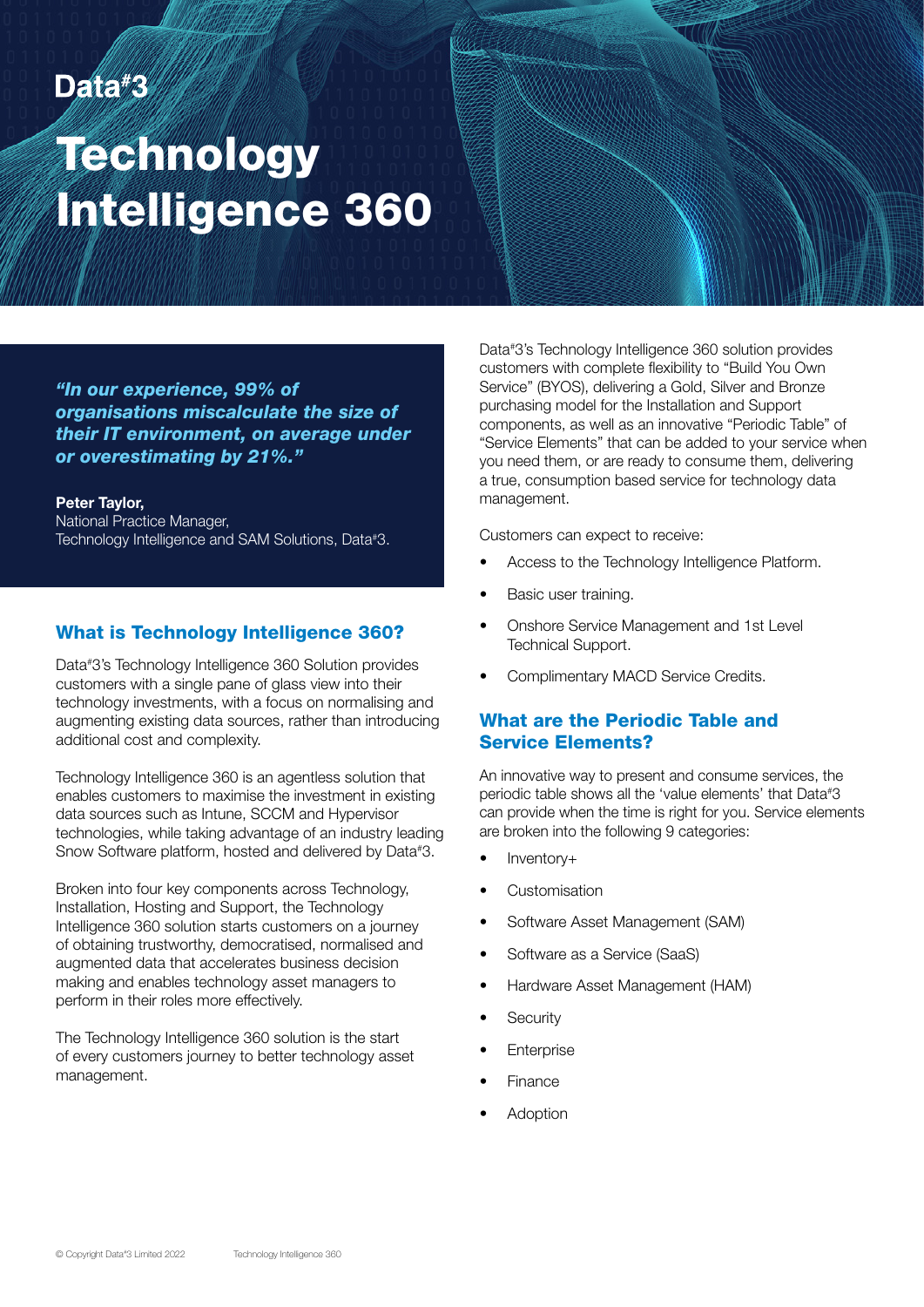Data#3

# Technology Intelligence 360

> ***"In our experience, 99% of organisations miscalculate the size of their IT environment, on average under or overestimating by 21%."***
>
> **Peter Taylor,**
> National Practice Manager,
> Technology Intelligence and SAM Solutions, Data#3.

## What is Technology Intelligence 360?

Data#3's Technology Intelligence 360 Solution provides customers with a single pane of glass view into their technology investments, with a focus on normalising and augmenting existing data sources, rather than introducing additional cost and complexity.

Technology Intelligence 360 is an agentless solution that enables customers to maximise the investment in existing data sources such as Intune, SCCM and Hypervisor technologies, while taking advantage of an industry leading Snow Software platform, hosted and delivered by Data#3.

Broken into four key components across Technology, Installation, Hosting and Support, the Technology Intelligence 360 solution starts customers on a journey of obtaining trustworthy, democratised, normalised and augmented data that accelerates business decision making and enables technology asset managers to perform in their roles more effectively.

The Technology Intelligence 360 solution is the start of every customers journey to better technology asset management.

Data#3's Technology Intelligence 360 solution provides customers with complete flexibility to "Build You Own Service" (BYOS), delivering a Gold, Silver and Bronze purchasing model for the Installation and Support components, as well as an innovative "Periodic Table" of "Service Elements" that can be added to your service when you need them, or are ready to consume them, delivering a true, consumption based service for technology data management.

Customers can expect to receive:

- Access to the Technology Intelligence Platform.
- Basic user training.
- Onshore Service Management and 1st Level Technical Support.
- Complimentary MACD Service Credits.

## What are the Periodic Table and Service Elements?

An innovative way to present and consume services, the periodic table shows all the 'value elements' that Data#3 can provide when the time is right for you. Service elements are broken into the following 9 categories:

- Inventory+
- Customisation
- Software Asset Management (SAM)
- Software as a Service (SaaS)
- Hardware Asset Management (HAM)
- Security
- Enterprise
- Finance
- Adoption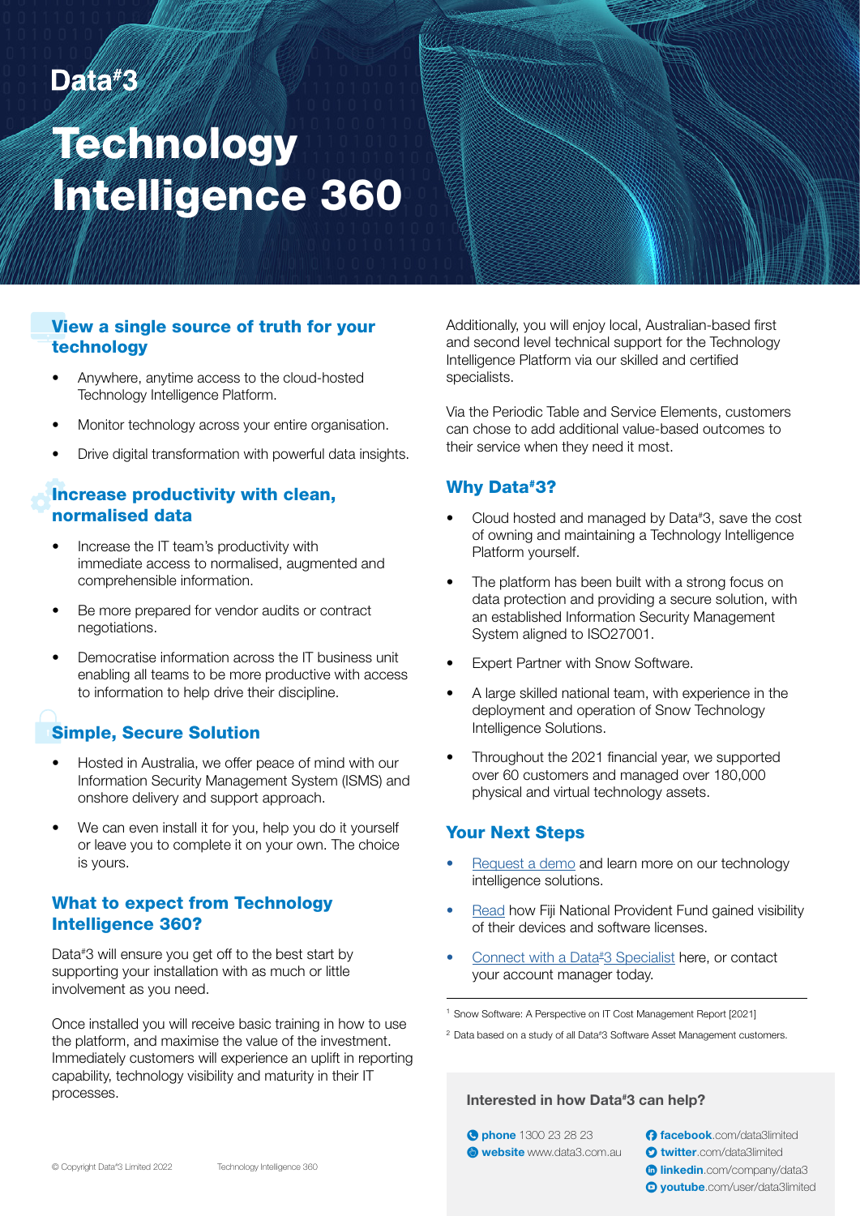Data#3

# Technology Intelligence 360

## View a single source of truth for your technology

- Anywhere, anytime access to the cloud-hosted Technology Intelligence Platform.
- Monitor technology across your entire organisation.
- Drive digital transformation with powerful data insights.

## Increase productivity with clean, normalised data

- Increase the IT team's productivity with immediate access to normalised, augmented and comprehensible information.
- Be more prepared for vendor audits or contract negotiations.
- Democratise information across the IT business unit enabling all teams to be more productive with access to information to help drive their discipline.

## Simple, Secure Solution

- Hosted in Australia, we offer peace of mind with our Information Security Management System (ISMS) and onshore delivery and support approach.
- We can even install it for you, help you do it yourself or leave you to complete it on your own. The choice is yours.

## What to expect from Technology Intelligence 360?

Data#3 will ensure you get off to the best start by supporting your installation with as much or little involvement as you need.

Once installed you will receive basic training in how to use the platform, and maximise the value of the investment. Immediately customers will experience an uplift in reporting capability, technology visibility and maturity in their IT processes.

Additionally, you will enjoy local, Australian-based first and second level technical support for the Technology Intelligence Platform via our skilled and certified specialists.

Via the Periodic Table and Service Elements, customers can chose to add additional value-based outcomes to their service when they need it most.

## Why Data#3?

- Cloud hosted and managed by Data#3, save the cost of owning and maintaining a Technology Intelligence Platform yourself.
- The platform has been built with a strong focus on data protection and providing a secure solution, with an established Information Security Management System aligned to ISO27001.
- Expert Partner with Snow Software.
- A large skilled national team, with experience in the deployment and operation of Snow Technology Intelligence Solutions.
- Throughout the 2021 financial year, we supported over 60 customers and managed over 180,000 physical and virtual technology assets.

## Your Next Steps

- Request a demo and learn more on our technology intelligence solutions.
- Read how Fiji National Provident Fund gained visibility of their devices and software licenses.
- Connect with a Data#3 Specialist here, or contact your account manager today.

[1] Snow Software: A Perspective on IT Cost Management Report [2021]

[2] Data based on a study of all Data#3 Software Asset Management customers.

**Interested in how Data#3 can help?**

**phone** 1300 23 28 23
**website** www.data3.com.au

**facebook**.com/data3limited
**twitter**.com/data3limited
**linkedin**.com/company/data3
**youtube**.com/user/data3limited

© Copyright Data#3 Limited 2022